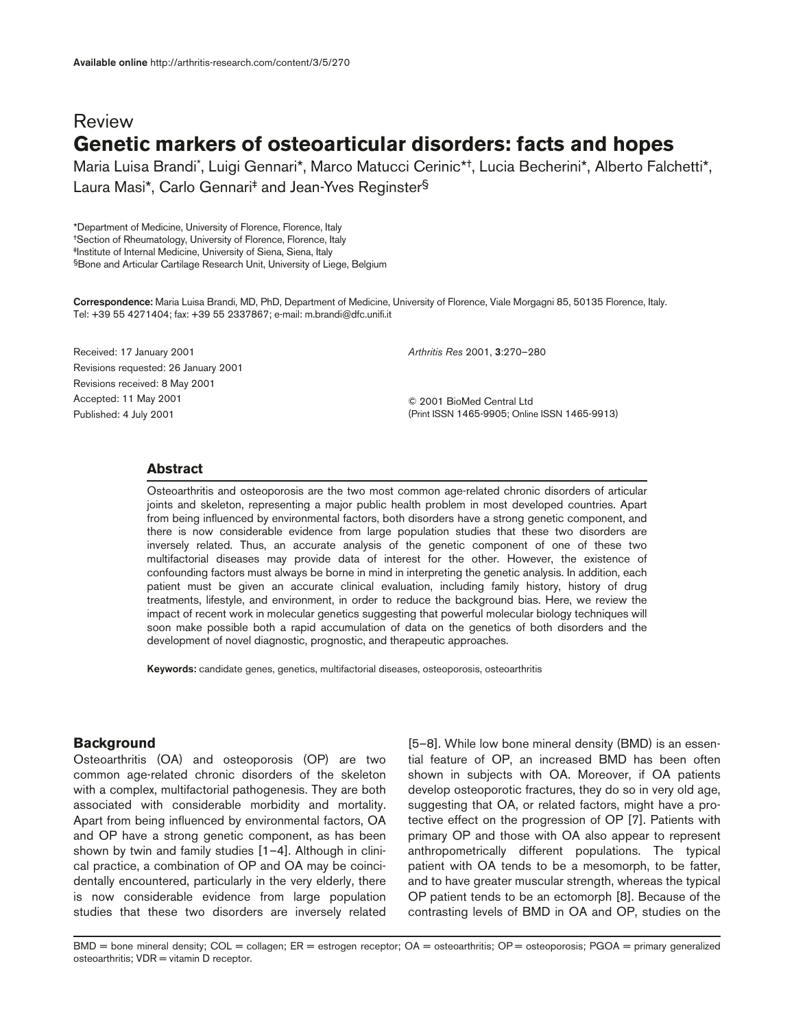Available online http://arthritis-research.com/content/3/5/270

Review

# Genetic markers of osteoarticular disorders: facts and hopes

Maria Luisa Brandi*, Luigi Gennari*, Marco Matucci Cerinic*†, Lucia Becherini*, Alberto Falchetti*, Laura Masi*, Carlo Gennari‡ and Jean-Yves Reginster§

*Department of Medicine, University of Florence, Florence, Italy
†Section of Rheumatology, University of Florence, Florence, Italy
‡Institute of Internal Medicine, University of Siena, Siena, Italy
§Bone and Articular Cartilage Research Unit, University of Liege, Belgium

**Correspondence:** Maria Luisa Brandi, MD, PhD, Department of Medicine, University of Florence, Viale Morgagni 85, 50135 Florence, Italy. Tel: +39 55 4271404; fax: +39 55 2337867; e-mail: m.brandi@dfc.unifi.it

Received: 17 January 2001
Revisions requested: 26 January 2001
Revisions received: 8 May 2001
Accepted: 11 May 2001
Published: 4 July 2001

*Arthritis Res* 2001, **3**:270–280

© 2001 BioMed Central Ltd
(Print ISSN 1465-9905; Online ISSN 1465-9913)

## Abstract

Osteoarthritis and osteoporosis are the two most common age-related chronic disorders of articular joints and skeleton, representing a major public health problem in most developed countries. Apart from being influenced by environmental factors, both disorders have a strong genetic component, and there is now considerable evidence from large population studies that these two disorders are inversely related. Thus, an accurate analysis of the genetic component of one of these two multifactorial diseases may provide data of interest for the other. However, the existence of confounding factors must always be borne in mind in interpreting the genetic analysis. In addition, each patient must be given an accurate clinical evaluation, including family history, history of drug treatments, lifestyle, and environment, in order to reduce the background bias. Here, we review the impact of recent work in molecular genetics suggesting that powerful molecular biology techniques will soon make possible both a rapid accumulation of data on the genetics of both disorders and the development of novel diagnostic, prognostic, and therapeutic approaches.

**Keywords:** candidate genes, genetics, multifactorial diseases, osteoporosis, osteoarthritis

## Background

Osteoarthritis (OA) and osteoporosis (OP) are two common age-related chronic disorders of the skeleton with a complex, multifactorial pathogenesis. They are both associated with considerable morbidity and mortality. Apart from being influenced by environmental factors, OA and OP have a strong genetic component, as has been shown by twin and family studies [1–4]. Although in clinical practice, a combination of OP and OA may be coincidentally encountered, particularly in the very elderly, there is now considerable evidence from large population studies that these two disorders are inversely related [5–8]. While low bone mineral density (BMD) is an essential feature of OP, an increased BMD has been often shown in subjects with OA. Moreover, if OA patients develop osteoporotic fractures, they do so in very old age, suggesting that OA, or related factors, might have a protective effect on the progression of OP [7]. Patients with primary OP and those with OA also appear to represent anthropometrically different populations. The typical patient with OA tends to be a mesomorph, to be fatter, and to have greater muscular strength, whereas the typical OP patient tends to be an ectomorph [8]. Because of the contrasting levels of BMD in OA and OP, studies on the

BMD = bone mineral density; COL = collagen; ER = estrogen receptor; OA = osteoarthritis; OP = osteoporosis; PGOA = primary generalized osteoarthritis; VDR = vitamin D receptor.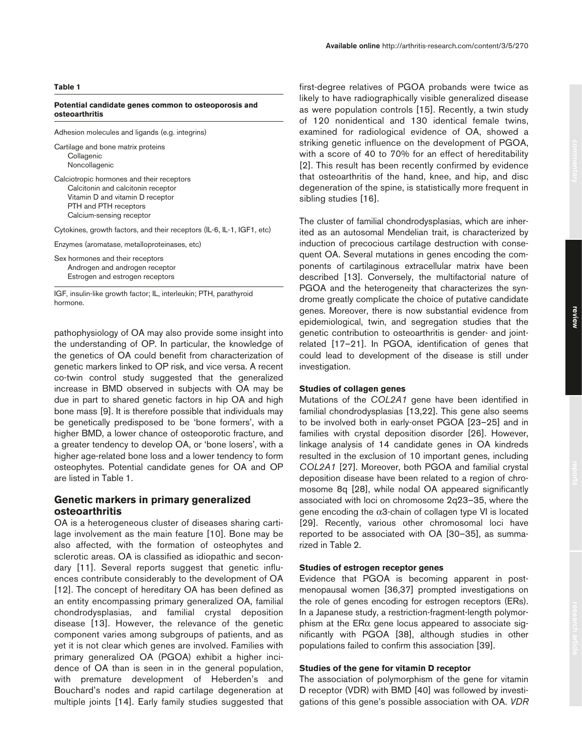**Table 1**

**Potential candidate genes common to osteoporosis and osteoarthritis**

| |
|---|
| Adhesion molecules and ligands (e.g. integrins) |
| Cartilage and bone matrix proteins<br>Collagenic<br>Noncollagenic |
| Calciotropic hormones and their receptors<br>Calcitonin and calcitonin receptor<br>Vitamin D and vitamin D receptor<br>PTH and PTH receptors<br>Calcium-sensing receptor |
| Cytokines, growth factors, and their receptors (IL-6, IL-1, IGF1, etc) |
| Enzymes (aromatase, metalloproteinases, etc) |
| Sex hormones and their receptors<br>Androgen and androgen receptor<br>Estrogen and estrogen receptors |

IGF, insulin-like growth factor; IL, interleukin; PTH, parathyroid hormone.

pathophysiology of OA may also provide some insight into the understanding of OP. In particular, the knowledge of the genetics of OA could benefit from characterization of genetic markers linked to OP risk, and vice versa. A recent co-twin control study suggested that the generalized increase in BMD observed in subjects with OA may be due in part to shared genetic factors in hip OA and high bone mass [9]. It is therefore possible that individuals may be genetically predisposed to be 'bone formers', with a higher BMD, a lower chance of osteoporotic fracture, and a greater tendency to develop OA, or 'bone losers', with a higher age-related bone loss and a lower tendency to form osteophytes. Potential candidate genes for OA and OP are listed in Table 1.

## Genetic markers in primary generalized osteoarthritis

OA is a heterogeneous cluster of diseases sharing cartilage involvement as the main feature [10]. Bone may be also affected, with the formation of osteophytes and sclerotic areas. OA is classified as idiopathic and secondary [11]. Several reports suggest that genetic influences contribute considerably to the development of OA [12]. The concept of hereditary OA has been defined as an entity encompassing primary generalized OA, familial chondrodysplasias, and familial crystal deposition disease [13]. However, the relevance of the genetic component varies among subgroups of patients, and as yet it is not clear which genes are involved. Families with primary generalized OA (PGOA) exhibit a higher incidence of OA than is seen in in the general population, with premature development of Heberden's and Bouchard's nodes and rapid cartilage degeneration at multiple joints [14]. Early family studies suggested that first-degree relatives of PGOA probands were twice as likely to have radiographically visible generalized disease as were population controls [15]. Recently, a twin study of 120 nonidentical and 130 identical female twins, examined for radiological evidence of OA, showed a striking genetic influence on the development of PGOA, with a score of 40 to 70% for an effect of hereditability [2]. This result has been recently confirmed by evidence that osteoarthritis of the hand, knee, and hip, and disc degeneration of the spine, is statistically more frequent in sibling studies [16].

The cluster of familial chondrodysplasias, which are inherited as an autosomal Mendelian trait, is characterized by induction of precocious cartilage destruction with consequent OA. Several mutations in genes encoding the components of cartilaginous extracellular matrix have been described [13]. Conversely, the multifactorial nature of PGOA and the heterogeneity that characterizes the syndrome greatly complicate the choice of putative candidate genes. Moreover, there is now substantial evidence from epidemiological, twin, and segregation studies that the genetic contribution to osteoarthritis is gender- and joint-related [17–21]. In PGOA, identification of genes that could lead to development of the disease is still under investigation.

### Studies of collagen genes

Mutations of the *COL2A1* gene have been identified in familial chondrodysplasias [13,22]. This gene also seems to be involved both in early-onset PGOA [23–25] and in families with crystal deposition disorder [26]. However, linkage analysis of 14 candidate genes in OA kindreds resulted in the exclusion of 10 important genes, including *COL2A1* [27]. Moreover, both PGOA and familial crystal deposition disease have been related to a region of chromosome 8q [28], while nodal OA appeared significantly associated with loci on chromosome 2q23–35, where the gene encoding the α3-chain of collagen type VI is located [29]. Recently, various other chromosomal loci have reported to be associated with OA [30–35], as summarized in Table 2.

### Studies of estrogen receptor genes

Evidence that PGOA is becoming apparent in postmenopausal women [36,37] prompted investigations on the role of genes encoding for estrogen receptors (ERs). In a Japanese study, a restriction-fragment-length polymorphism at the ERα gene locus appeared to associate significantly with PGOA [38], although studies in other populations failed to confirm this association [39].

### Studies of the gene for vitamin D receptor

The association of polymorphism of the gene for vitamin D receptor (VDR) with BMD [40] was followed by investigations of this gene's possible association with OA. *VDR*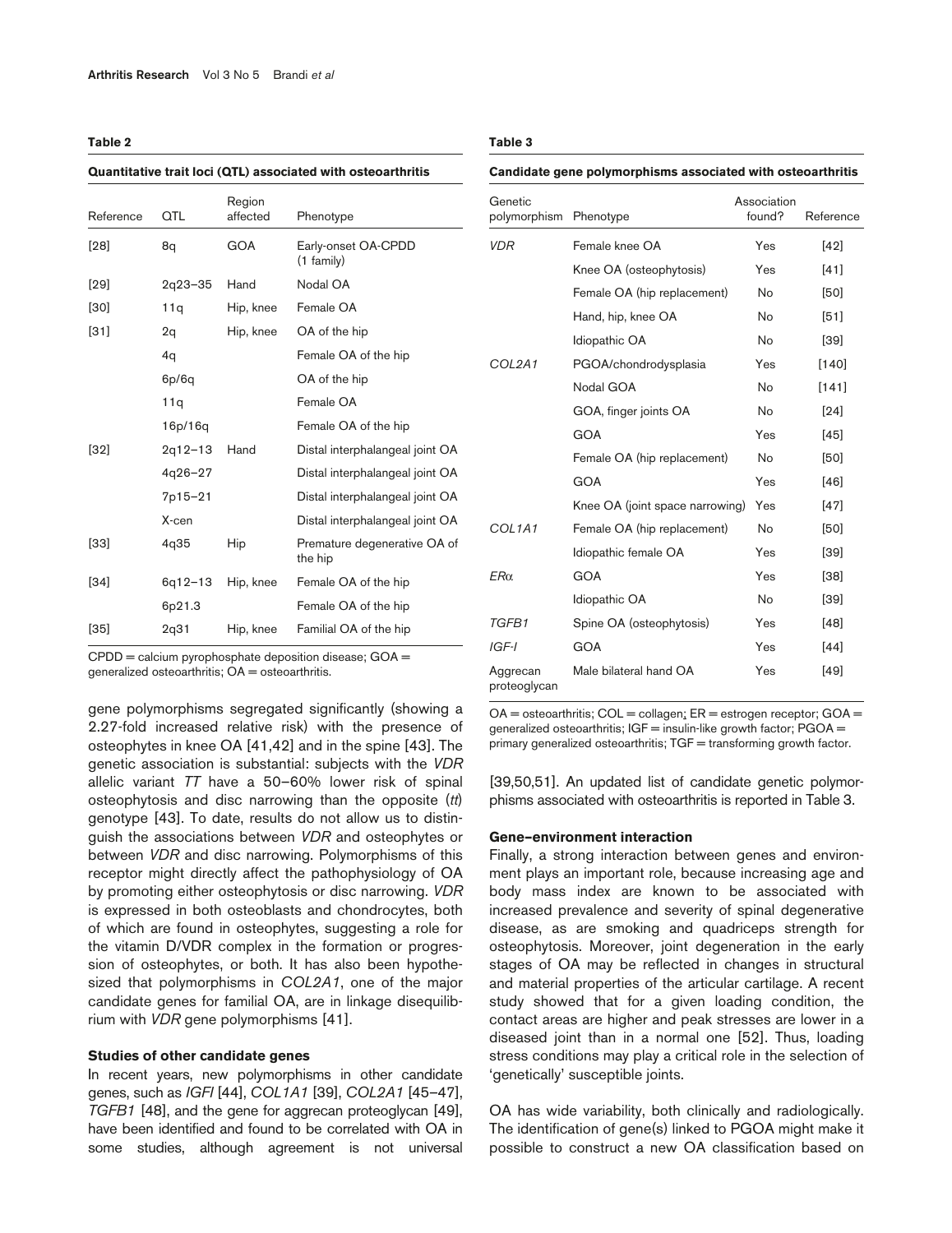**Table 2**

**Quantitative trait loci (QTL) associated with osteoarthritis**

| Reference | QTL | Region affected | Phenotype |
|---|---|---|---|
| [28] | 8q | GOA | Early-onset OA-CPDD (1 family) |
| [29] | 2q23–35 | Hand | Nodal OA |
| [30] | 11q | Hip, knee | Female OA |
| [31] | 2q | Hip, knee | OA of the hip |
| | 4q | | Female OA of the hip |
| | 6p/6q | | OA of the hip |
| | 11q | | Female OA |
| | 16p/16q | | Female OA of the hip |
| [32] | 2q12–13 | Hand | Distal interphalangeal joint OA |
| | 4q26–27 | | Distal interphalangeal joint OA |
| | 7p15–21 | | Distal interphalangeal joint OA |
| | X-cen | | Distal interphalangeal joint OA |
| [33] | 4q35 | Hip | Premature degenerative OA of the hip |
| [34] | 6q12–13 | Hip, knee | Female OA of the hip |
| | 6p21.3 | | Female OA of the hip |
| [35] | 2q31 | Hip, knee | Familial OA of the hip |

CPDD = calcium pyrophosphate deposition disease; GOA = generalized osteoarthritis; OA = osteoarthritis.

gene polymorphisms segregated significantly (showing a 2.27-fold increased relative risk) with the presence of osteophytes in knee OA [41,42] and in the spine [43]. The genetic association is substantial: subjects with the *VDR* allelic variant *TT* have a 50–60% lower risk of spinal osteophytosis and disc narrowing than the opposite (*tt*) genotype [43]. To date, results do not allow us to distinguish the associations between *VDR* and osteophytes or between *VDR* and disc narrowing. Polymorphisms of this receptor might directly affect the pathophysiology of OA by promoting either osteophytosis or disc narrowing. *VDR* is expressed in both osteoblasts and chondrocytes, both of which are found in osteophytes, suggesting a role for the vitamin D/VDR complex in the formation or progression of osteophytes, or both. It has also been hypothesized that polymorphisms in *COL2A1*, one of the major candidate genes for familial OA, are in linkage disequilibrium with *VDR* gene polymorphisms [41].

#### Studies of other candidate genes

In recent years, new polymorphisms in other candidate genes, such as *IGFI* [44], *COL1A1* [39], *COL2A1* [45–47], *TGFB1* [48], and the gene for aggrecan proteoglycan [49], have been identified and found to be correlated with OA in some studies, although agreement is not universal [39,50,51]. An updated list of candidate genetic polymorphisms associated with osteoarthritis is reported in Table 3.

**Table 3**

**Candidate gene polymorphisms associated with osteoarthritis**

| Genetic polymorphism | Phenotype | Association found? | Reference |
|---|---|---|---|
| *VDR* | Female knee OA | Yes | [42] |
| | Knee OA (osteophytosis) | Yes | [41] |
| | Female OA (hip replacement) | No | [50] |
| | Hand, hip, knee OA | No | [51] |
| | Idiopathic OA | No | [39] |
| *COL2A1* | PGOA/chondrodysplasia | Yes | [140] |
| | Nodal GOA | No | [141] |
| | GOA, finger joints OA | No | [24] |
| | GOA | Yes | [45] |
| | Female OA (hip replacement) | No | [50] |
| | GOA | Yes | [46] |
| | Knee OA (joint space narrowing) | Yes | [47] |
| *COL1A1* | Female OA (hip replacement) | No | [50] |
| | Idiopathic female OA | Yes | [39] |
| *ERα* | GOA | Yes | [38] |
| | Idiopathic OA | No | [39] |
| *TGFB1* | Spine OA (osteophytosis) | Yes | [48] |
| *IGF-I* | GOA | Yes | [44] |
| Aggrecan proteoglycan | Male bilateral hand OA | Yes | [49] |

OA = osteoarthritis; COL = collagen; ER = estrogen receptor; GOA = generalized osteoarthritis; IGF = insulin-like growth factor; PGOA = primary generalized osteoarthritis; TGF = transforming growth factor.

#### Gene–environment interaction

Finally, a strong interaction between genes and environment plays an important role, because increasing age and body mass index are known to be associated with increased prevalence and severity of spinal degenerative disease, as are smoking and quadriceps strength for osteophytosis. Moreover, joint degeneration in the early stages of OA may be reflected in changes in structural and material properties of the articular cartilage. A recent study showed that for a given loading condition, the contact areas are higher and peak stresses are lower in a diseased joint than in a normal one [52]. Thus, loading stress conditions may play a critical role in the selection of 'genetically' susceptible joints.

OA has wide variability, both clinically and radiologically. The identification of gene(s) linked to PGOA might make it possible to construct a new OA classification based on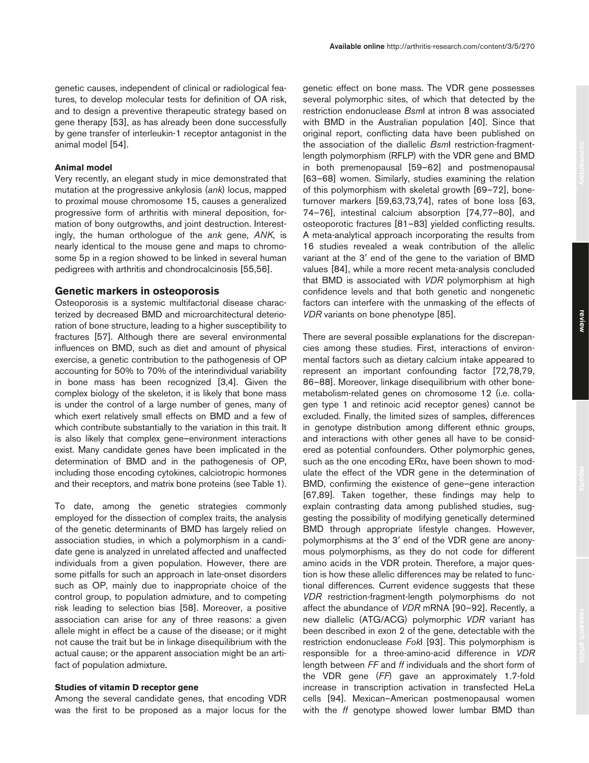genetic causes, independent of clinical or radiological features, to develop molecular tests for definition of OA risk, and to design a preventive therapeutic strategy based on gene therapy [53], as has already been done successfully by gene transfer of interleukin-1 receptor antagonist in the animal model [54].

### Animal model

Very recently, an elegant study in mice demonstrated that mutation at the progressive ankylosis (*ank*) locus, mapped to proximal mouse chromosome 15, causes a generalized progressive form of arthritis with mineral deposition, formation of bony outgrowths, and joint destruction. Interestingly, the human orthologue of the *ank* gene, *ANK*, is nearly identical to the mouse gene and maps to chromosome 5p in a region showed to be linked in several human pedigrees with arthritis and chondrocalcinosis [55,56].

## Genetic markers in osteoporosis

Osteoporosis is a systemic multifactorial disease characterized by decreased BMD and microarchitectural deterioration of bone structure, leading to a higher susceptibility to fractures [57]. Although there are several environmental influences on BMD, such as diet and amount of physical exercise, a genetic contribution to the pathogenesis of OP accounting for 50% to 70% of the interindividual variability in bone mass has been recognized [3,4]. Given the complex biology of the skeleton, it is likely that bone mass is under the control of a large number of genes, many of which exert relatively small effects on BMD and a few of which contribute substantially to the variation in this trait. It is also likely that complex gene–environment interactions exist. Many candidate genes have been implicated in the determination of BMD and in the pathogenesis of OP, including those encoding cytokines, calciotropic hormones and their receptors, and matrix bone proteins (see Table 1).

To date, among the genetic strategies commonly employed for the dissection of complex traits, the analysis of the genetic determinants of BMD has largely relied on association studies, in which a polymorphism in a candidate gene is analyzed in unrelated affected and unaffected individuals from a given population. However, there are some pitfalls for such an approach in late-onset disorders such as OP, mainly due to inappropriate choice of the control group, to population admixture, and to competing risk leading to selection bias [58]. Moreover, a positive association can arise for any of three reasons: a given allele might in effect be a cause of the disease; or it might not cause the trait but be in linkage disequilibrium with the actual cause; or the apparent association might be an artifact of population admixture.

### Studies of vitamin D receptor gene

Among the several candidate genes, that encoding VDR was the first to be proposed as a major locus for the genetic effect on bone mass. The VDR gene possesses several polymorphic sites, of which that detected by the restriction endonuclease *Bsm*I at intron 8 was associated with BMD in the Australian population [40]. Since that original report, conflicting data have been published on the association of the diallelic *Bsm*I restriction-fragment-length polymorphism (RFLP) with the VDR gene and BMD in both premenopausal [59–62] and postmenopausal [63–68] women. Similarly, studies examining the relation of this polymorphism with skeletal growth [69–72], bone-turnover markers [59,63,73,74], rates of bone loss [63, 74–76], intestinal calcium absorption [74,77–80], and osteoporotic fractures [81–83] yielded conflicting results. A meta-analytical approach incorporating the results from 16 studies revealed a weak contribution of the allelic variant at the 3′ end of the gene to the variation of BMD values [84], while a more recent meta-analysis concluded that BMD is associated with *VDR* polymorphism at high confidence levels and that both genetic and nongenetic factors can interfere with the unmasking of the effects of *VDR* variants on bone phenotype [85].

There are several possible explanations for the discrepancies among these studies. First, interactions of environmental factors such as dietary calcium intake appeared to represent an important confounding factor [72,78,79, 86–88]. Moreover, linkage disequilibrium with other bone-metabolism-related genes on chromosome 12 (i.e. collagen type 1 and retinoic acid receptor genes) cannot be excluded. Finally, the limited sizes of samples, differences in genotype distribution among different ethnic groups, and interactions with other genes all have to be considered as potential confounders. Other polymorphic genes, such as the one encoding ERα, have been shown to modulate the effect of the VDR gene in the determination of BMD, confirming the existence of gene–gene interaction [67,89]. Taken together, these findings may help to explain contrasting data among published studies, suggesting the possibility of modifying genetically determined BMD through appropriate lifestyle changes. However, polymorphisms at the 3′ end of the VDR gene are anonymous polymorphisms, as they do not code for different amino acids in the VDR protein. Therefore, a major question is how these allelic differences may be related to functional differences. Current evidence suggests that these *VDR* restriction-fragment-length polymorphisms do not affect the abundance of *VDR* mRNA [90–92]. Recently, a new diallelic (ATG/ACG) polymorphic *VDR* variant has been described in exon 2 of the gene, detectable with the restriction endonuclease *Fok*I [93]. This polymorphism is responsible for a three-amino-acid difference in *VDR* length between *FF* and *ff* individuals and the short form of the VDR gene (*FF*) gave an approximately 1.7-fold increase in transcription activation in transfected HeLa cells [94]. Mexican–American postmenopausal women with the *ff* genotype showed lower lumbar BMD than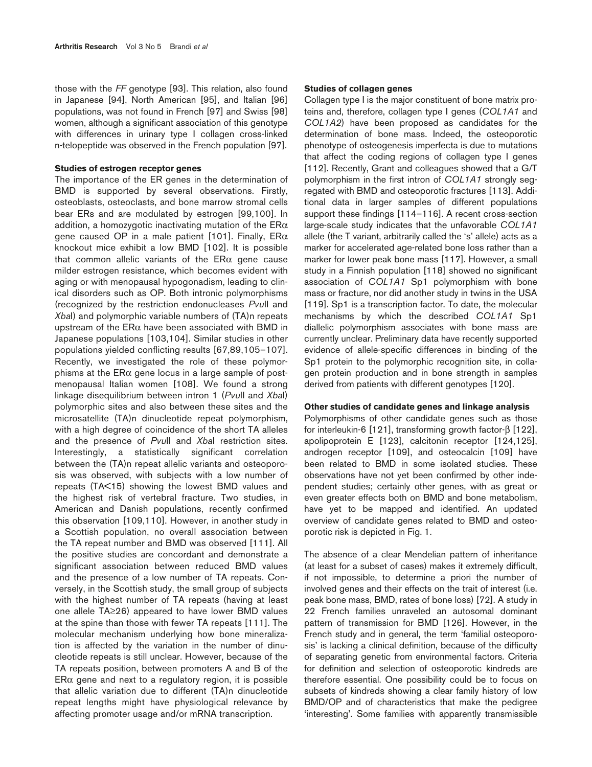those with the *FF* genotype [93]. This relation, also found in Japanese [94], North American [95], and Italian [96] populations, was not found in French [97] and Swiss [98] women, although a significant association of this genotype with differences in urinary type I collagen cross-linked n-telopeptide was observed in the French population [97].

### Studies of estrogen receptor genes

The importance of the ER genes in the determination of BMD is supported by several observations. Firstly, osteoblasts, osteoclasts, and bone marrow stromal cells bear ERs and are modulated by estrogen [99,100]. In addition, a homozygotic inactivating mutation of the ERα gene caused OP in a male patient [101]. Finally, ERα knockout mice exhibit a low BMD [102]. It is possible that common allelic variants of the ERα gene cause milder estrogen resistance, which becomes evident with aging or with menopausal hypogonadism, leading to clinical disorders such as OP. Both intronic polymorphisms (recognized by the restriction endonucleases *Pvu*II and *Xba*I) and polymorphic variable numbers of (TA)n repeats upstream of the ERα have been associated with BMD in Japanese populations [103,104]. Similar studies in other populations yielded conflicting results [67,89,105–107]. Recently, we investigated the role of these polymorphisms at the ERα gene locus in a large sample of postmenopausal Italian women [108]. We found a strong linkage disequilibrium between intron 1 (*Pvu*II and *Xba*I) polymorphic sites and also between these sites and the microsatellite (TA)n dinucleotide repeat polymorphism, with a high degree of coincidence of the short TA alleles and the presence of *Pvu*II and *Xba*I restriction sites. Interestingly, a statistically significant correlation between the (TA)n repeat allelic variants and osteoporosis was observed, with subjects with a low number of repeats (TA<15) showing the lowest BMD values and the highest risk of vertebral fracture. Two studies, in American and Danish populations, recently confirmed this observation [109,110]. However, in another study in a Scottish population, no overall association between the TA repeat number and BMD was observed [111]. All the positive studies are concordant and demonstrate a significant association between reduced BMD values and the presence of a low number of TA repeats. Conversely, in the Scottish study, the small group of subjects with the highest number of TA repeats (having at least one allele TA≥26) appeared to have lower BMD values at the spine than those with fewer TA repeats [111]. The molecular mechanism underlying how bone mineralization is affected by the variation in the number of dinucleotide repeats is still unclear. However, because of the TA repeats position, between promoters A and B of the ERα gene and next to a regulatory region, it is possible that allelic variation due to different (TA)n dinucleotide repeat lengths might have physiological relevance by affecting promoter usage and/or mRNA transcription.

### Studies of collagen genes

Collagen type I is the major constituent of bone matrix proteins and, therefore, collagen type I genes (*COL1A1* and *COL1A2*) have been proposed as candidates for the determination of bone mass. Indeed, the osteoporotic phenotype of osteogenesis imperfecta is due to mutations that affect the coding regions of collagen type I genes [112]. Recently, Grant and colleagues showed that a G/T polymorphism in the first intron of *COL1A1* strongly segregated with BMD and osteoporotic fractures [113]. Additional data in larger samples of different populations support these findings [114–116]. A recent cross-section large-scale study indicates that the unfavorable *COL1A1* allele (the T variant, arbitrarily called the 's' allele) acts as a marker for accelerated age-related bone loss rather than a marker for lower peak bone mass [117]. However, a small study in a Finnish population [118] showed no significant association of *COL1A1* Sp1 polymorphism with bone mass or fracture, nor did another study in twins in the USA [119]. Sp1 is a transcription factor. To date, the molecular mechanisms by which the described *COL1A1* Sp1 diallelic polymorphism associates with bone mass are currently unclear. Preliminary data have recently supported evidence of allele-specific differences in binding of the Sp1 protein to the polymorphic recognition site, in collagen protein production and in bone strength in samples derived from patients with different genotypes [120].

### Other studies of candidate genes and linkage analysis

Polymorphisms of other candidate genes such as those for interleukin-6 [121], transforming growth factor-β [122], apolipoprotein E [123], calcitonin receptor [124,125], androgen receptor [109], and osteocalcin [109] have been related to BMD in some isolated studies. These observations have not yet been confirmed by other independent studies; certainly other genes, with as great or even greater effects both on BMD and bone metabolism, have yet to be mapped and identified. An updated overview of candidate genes related to BMD and osteoporotic risk is depicted in Fig. 1.

The absence of a clear Mendelian pattern of inheritance (at least for a subset of cases) makes it extremely difficult, if not impossible, to determine a priori the number of involved genes and their effects on the trait of interest (i.e. peak bone mass, BMD, rates of bone loss) [72]. A study in 22 French families unraveled an autosomal dominant pattern of transmission for BMD [126]. However, in the French study and in general, the term 'familial osteoporosis' is lacking a clinical definition, because of the difficulty of separating genetic from environmental factors. Criteria for definition and selection of osteoporotic kindreds are therefore essential. One possibility could be to focus on subsets of kindreds showing a clear family history of low BMD/OP and of characteristics that make the pedigree 'interesting'. Some families with apparently transmissible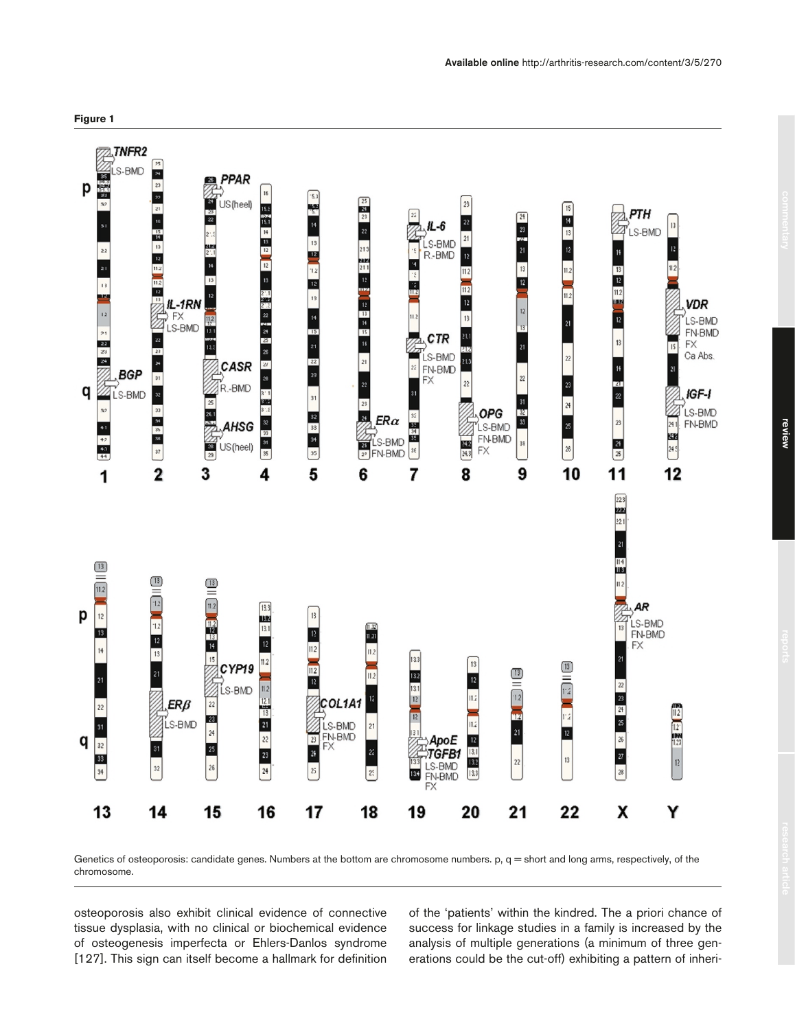**Figure 1**

Genetics of osteoporosis: candidate genes. Numbers at the bottom are chromosome numbers. p, q = short and long arms, respectively, of the chromosome.

osteoporosis also exhibit clinical evidence of connective tissue dysplasia, with no clinical or biochemical evidence of osteogenesis imperfecta or Ehlers-Danlos syndrome [127]. This sign can itself become a hallmark for definition of the 'patients' within the kindred. The a priori chance of success for linkage studies in a family is increased by the analysis of multiple generations (a minimum of three generations could be the cut-off) exhibiting a pattern of inheri-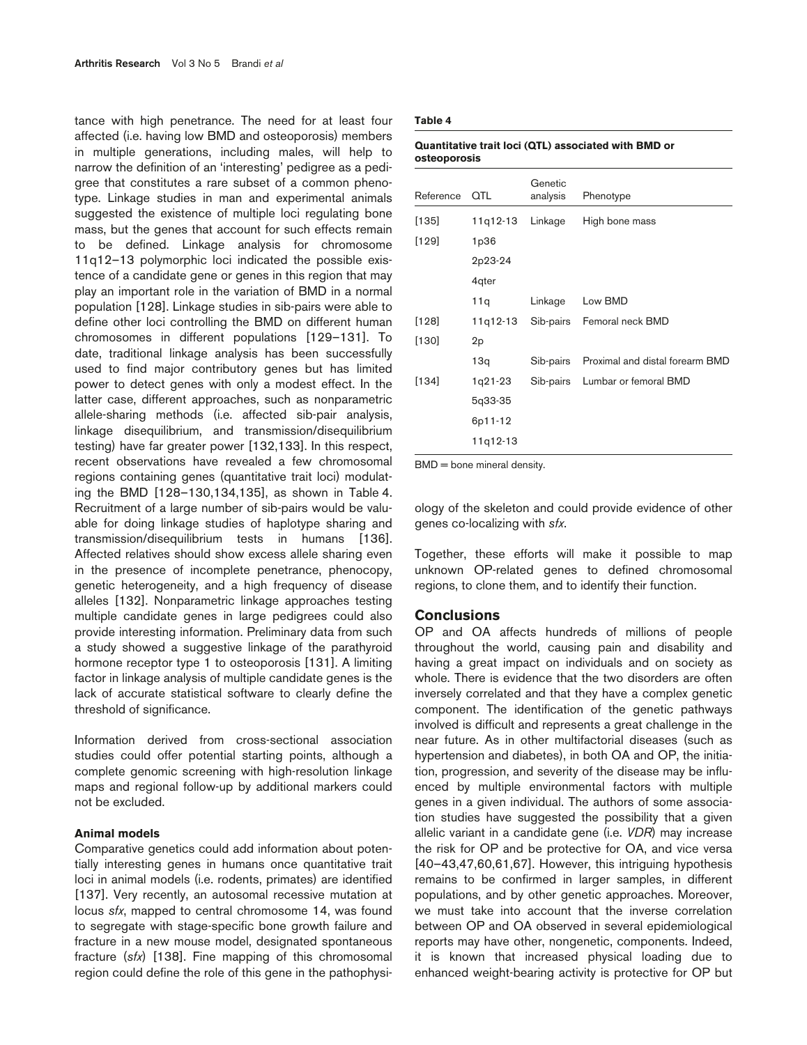tance with high penetrance. The need for at least four affected (i.e. having low BMD and osteoporosis) members in multiple generations, including males, will help to narrow the definition of an 'interesting' pedigree as a pedigree that constitutes a rare subset of a common phenotype. Linkage studies in man and experimental animals suggested the existence of multiple loci regulating bone mass, but the genes that account for such effects remain to be defined. Linkage analysis for chromosome 11q12–13 polymorphic loci indicated the possible existence of a candidate gene or genes in this region that may play an important role in the variation of BMD in a normal population [128]. Linkage studies in sib-pairs were able to define other loci controlling the BMD on different human chromosomes in different populations [129–131]. To date, traditional linkage analysis has been successfully used to find major contributory genes but has limited power to detect genes with only a modest effect. In the latter case, different approaches, such as nonparametric allele-sharing methods (i.e. affected sib-pair analysis, linkage disequilibrium, and transmission/disequilibrium testing) have far greater power [132,133]. In this respect, recent observations have revealed a few chromosomal regions containing genes (quantitative trait loci) modulating the BMD [128–130,134,135], as shown in Table 4. Recruitment of a large number of sib-pairs would be valuable for doing linkage studies of haplotype sharing and transmission/disequilibrium tests in humans [136]. Affected relatives should show excess allele sharing even in the presence of incomplete penetrance, phenocopy, genetic heterogeneity, and a high frequency of disease alleles [132]. Nonparametric linkage approaches testing multiple candidate genes in large pedigrees could also provide interesting information. Preliminary data from such a study showed a suggestive linkage of the parathyroid hormone receptor type 1 to osteoporosis [131]. A limiting factor in linkage analysis of multiple candidate genes is the lack of accurate statistical software to clearly define the threshold of significance.

Information derived from cross-sectional association studies could offer potential starting points, although a complete genomic screening with high-resolution linkage maps and regional follow-up by additional markers could not be excluded.

**Table 4**

**Quantitative trait loci (QTL) associated with BMD or osteoporosis**

| Reference | QTL | Genetic analysis | Phenotype |
|---|---|---|---|
| [135] | 11q12-13 | Linkage | High bone mass |
| [129] | 1p36 | | |
| | 2p23-24 | | |
| | 4qter | | |
| | 11q | Linkage | Low BMD |
| [128] | 11q12-13 | Sib-pairs | Femoral neck BMD |
| [130] | 2p | | |
| | 13q | Sib-pairs | Proximal and distal forearm BMD |
| [134] | 1q21-23 | Sib-pairs | Lumbar or femoral BMD |
| | 5q33-35 | | |
| | 6p11-12 | | |
| | 11q12-13 | | |

BMD = bone mineral density.

### Animal models

Comparative genetics could add information about potentially interesting genes in humans once quantitative trait loci in animal models (i.e. rodents, primates) are identified [137]. Very recently, an autosomal recessive mutation at locus *sfx*, mapped to central chromosome 14, was found to segregate with stage-specific bone growth failure and fracture in a new mouse model, designated spontaneous fracture (*sfx*) [138]. Fine mapping of this chromosomal region could define the role of this gene in the pathophysiology of the skeleton and could provide evidence of other genes co-localizing with *sfx*.

Together, these efforts will make it possible to map unknown OP-related genes to defined chromosomal regions, to clone them, and to identify their function.

## Conclusions

OP and OA affects hundreds of millions of people throughout the world, causing pain and disability and having a great impact on individuals and on society as whole. There is evidence that the two disorders are often inversely correlated and that they have a complex genetic component. The identification of the genetic pathways involved is difficult and represents a great challenge in the near future. As in other multifactorial diseases (such as hypertension and diabetes), in both OA and OP, the initiation, progression, and severity of the disease may be influenced by multiple environmental factors with multiple genes in a given individual. The authors of some association studies have suggested the possibility that a given allelic variant in a candidate gene (i.e. *VDR*) may increase the risk for OP and be protective for OA, and vice versa [40–43,47,60,61,67]. However, this intriguing hypothesis remains to be confirmed in larger samples, in different populations, and by other genetic approaches. Moreover, we must take into account that the inverse correlation between OP and OA observed in several epidemiological reports may have other, nongenetic, components. Indeed, it is known that increased physical loading due to enhanced weight-bearing activity is protective for OP but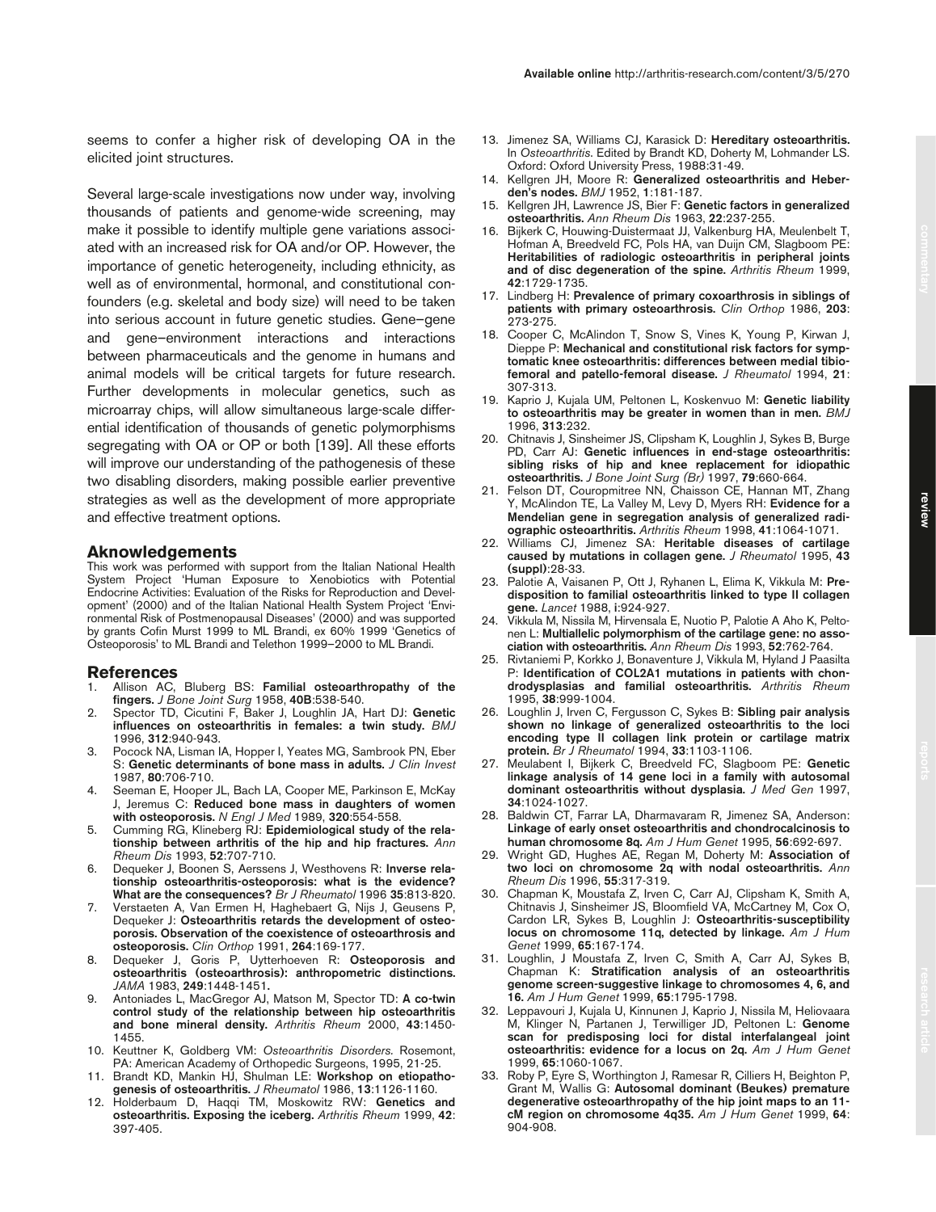seems to confer a higher risk of developing OA in the elicited joint structures.

Several large-scale investigations now under way, involving thousands of patients and genome-wide screening, may make it possible to identify multiple gene variations associated with an increased risk for OA and/or OP. However, the importance of genetic heterogeneity, including ethnicity, as well as of environmental, hormonal, and constitutional confounders (e.g. skeletal and body size) will need to be taken into serious account in future genetic studies. Gene–gene and gene–environment interactions and interactions between pharmaceuticals and the genome in humans and animal models will be critical targets for future research. Further developments in molecular genetics, such as microarray chips, will allow simultaneous large-scale differential identification of thousands of genetic polymorphisms segregating with OA or OP or both [139]. All these efforts will improve our understanding of the pathogenesis of these two disabling disorders, making possible earlier preventive strategies as well as the development of more appropriate and effective treatment options.

## Aknowledgements

This work was performed with support from the Italian National Health System Project 'Human Exposure to Xenobiotics with Potential Endocrine Activities: Evaluation of the Risks for Reproduction and Development' (2000) and of the Italian National Health System Project 'Environmental Risk of Postmenopausal Diseases' (2000) and was supported by grants Cofin Murst 1999 to ML Brandi, ex 60% 1999 'Genetics of Osteoporosis' to ML Brandi and Telethon 1999–2000 to ML Brandi.

## References

1. Allison AC, Bluberg BS: **Familial osteoarthropathy of the fingers.** *J Bone Joint Surg* 1958, **40B**:538-540.
2. Spector TD, Cicutini F, Baker J, Loughlin JA, Hart DJ: **Genetic influences on osteoarthritis in females: a twin study.** *BMJ* 1996, **312**:940-943.
3. Pocock NA, Lisman IA, Hopper I, Yeates MG, Sambrook PN, Eber S: **Genetic determinants of bone mass in adults.** *J Clin Invest* 1987, **80**:706-710.
4. Seeman E, Hooper JL, Bach LA, Cooper ME, Parkinson E, McKay J, Jeremus C: **Reduced bone mass in daughters of women with osteoporosis.** *N Engl J Med* 1989, **320**:554-558.
5. Cumming RG, Klineberg RJ: **Epidemiological study of the relationship between arthritis of the hip and hip fractures.** *Ann Rheum Dis* 1993, **52**:707-710.
6. Dequeker J, Boonen S, Aerssens J, Westhovens R: **Inverse relationship osteoarthritis-osteoporosis: what is the evidence? What are the consequences?** *Br J Rheumatol* 1996 **35**:813-820.
7. Verstaeten A, Van Ermen H, Haghebaert G, Nijs J, Geusens P, Dequeker J: **Osteoarthritis retards the development of osteoporosis. Observation of the coexistence of osteoarthrosis and osteoporosis.** *Clin Orthop* 1991, **264**:169-177.
8. Dequeker J, Goris P, Uytterhoeven R: **Osteoporosis and osteoarthritis (osteoarthrosis): anthropometric distinctions.** *JAMA* 1983, **249**:1448-1451.
9. Antoniades L, MacGregor AJ, Matson M, Spector TD: **A co-twin control study of the relationship between hip osteoarthritis and bone mineral density.** *Arthritis Rheum* 2000, **43**:1450-1455.
10. Keuttner K, Goldberg VM: *Osteoarthritis Disorders.* Rosemont, PA: American Academy of Orthopedic Surgeons, 1995, 21-25.
11. Brandt KD, Mankin HJ, Shulman LE: **Workshop on etiopathogenesis of osteoarthritis.** *J Rheumatol* 1986, **13**:1126-1160.
12. Holderbaum D, Haqqi TM, Moskowitz RW: **Genetics and osteoarthritis. Exposing the iceberg.** *Arthritis Rheum* 1999, **42**: 397-405.
13. Jimenez SA, Williams CJ, Karasick D: **Hereditary osteoarthritis.** In *Osteoarthritis.* Edited by Brandt KD, Doherty M, Lohmander LS. Oxford: Oxford University Press, 1988:31-49.
14. Kellgren JH, Moore R: **Generalized osteoarthritis and Heberden's nodes.** *BMJ* 1952, **1**:181-187.
15. Kellgren JH, Lawrence JS, Bier F: **Genetic factors in generalized osteoarthritis.** *Ann Rheum Dis* 1963, **22**:237-255.
16. Bijkerk C, Houwing-Duistermaat JJ, Valkenburg HA, Meulenbelt T, Hofman A, Breedveld FC, Pols HA, van Duijn CM, Slagboom PE: **Heritabilities of radiologic osteoarthritis in peripheral joints and of disc degeneration of the spine.** *Arthritis Rheum* 1999, **42**:1729-1735.
17. Lindberg H: **Prevalence of primary coxoarthrosis in siblings of patients with primary osteoarthrosis.** *Clin Orthop* 1986, **203**: 273-275.
18. Cooper C, McAlindon T, Snow S, Vines K, Young P, Kirwan J, Dieppe P: **Mechanical and constitutional risk factors for symptomatic knee osteoarthritis: differences between medial tibiofemoral and patello-femoral disease.** *J Rheumatol* 1994, **21**: 307-313.
19. Kaprio J, Kujala UM, Peltonen L, Koskenvuo M: **Genetic liability to osteoarthritis may be greater in women than in men.** *BMJ* 1996, **313**:232.
20. Chitnavis J, Sinsheimer JS, Clipsham K, Loughlin J, Sykes B, Burge PD, Carr AJ: **Genetic influences in end-stage osteoarthritis: sibling risks of hip and knee replacement for idiopathic osteoarthritis.** *J Bone Joint Surg (Br)* 1997, **79**:660-664.
21. Felson DT, Couropmitree NN, Chaisson CE, Hannan MT, Zhang Y, McAlindon TE, La Valley M, Levy D, Myers RH: **Evidence for a Mendelian gene in segregation analysis of generalized radiographic osteoarthritis.** *Arthritis Rheum* 1998, **41**:1064-1071.
22. Williams CJ, Jimenez SA: **Heritable diseases of cartilage caused by mutations in collagen gene.** *J Rheumatol* 1995, **43 (suppl)**:28-33.
23. Palotie A, Vaisanen P, Ott J, Ryhanen L, Elima K, Vikkula M: **Predisposition to familial osteoarthritis linked to type II collagen gene.** *Lancet* 1988, **i**:924-927.
24. Vikkula M, Nissila M, Hirvensala E, Nuotio P, Palotie A Aho K, Peltonen L: **Multiallelic polymorphism of the cartilage gene: no association with osteoarthritis.** *Ann Rheum Dis* 1993, **52**:762-764.
25. Rivtaniemi P, Korkko J, Bonaventure J, Vikkula M, Hyland J Paasilta P: **Identification of COL2A1 mutations in patients with chondrodysplasias and familial osteoarthritis.** *Arthritis Rheum* 1995, **38**:999-1004.
26. Loughlin J, Irven C, Fergusson C, Sykes B: **Sibling pair analysis shown no linkage of generalized osteoarthritis to the loci encoding type II collagen link protein or cartilage matrix protein.** *Br J Rheumatol* 1994, **33**:1103-1106.
27. Meulabent I, Bijkerk C, Breedveld FC, Slagboom PE: **Genetic linkage analysis of 14 gene loci in a family with autosomal dominant osteoarthritis without dysplasia.** *J Med Gen* 1997, **34**:1024-1027.
28. Baldwin CT, Farrar LA, Dharmavaram R, Jimenez SA, Anderson: **Linkage of early onset osteoarthritis and chondrocalcinosis to human chromosome 8q.** *Am J Hum Genet* 1995, **56**:692-697.
29. Wright GD, Hughes AE, Regan M, Doherty M: **Association of two loci on chromosome 2q with nodal osteoarthritis.** *Ann Rheum Dis* 1996, **55**:317-319.
30. Chapman K, Moustafa Z, Irven C, Carr AJ, Clipsham K, Smith A, Chitnavis J, Sinsheimer JS, Bloomfield VA, McCartney M, Cox O, Cardon LR, Sykes B, Loughlin J: **Osteoarthritis-susceptibility locus on chromosome 11q, detected by linkage.** *Am J Hum Genet* 1999, **65**:167-174.
31. Loughlin, J Moustafa Z, Irven C, Smith A, Carr AJ, Sykes B, Chapman K: **Stratification analysis of an osteoarthritis genome screen-suggestive linkage to chromosomes 4, 6, and 16.** *Am J Hum Genet* 1999, **65**:1795-1798.
32. Leppavouri J, Kujala U, Kinnunen J, Kaprio J, Nissila M, Heliovaara M, Klinger N, Partanen J, Terwilliger JD, Peltonen L: **Genome scan for predisposing loci for distal interfalangeal joint osteoarthritis: evidence for a locus on 2q.** *Am J Hum Genet* 1999, **65**:1060-1067.
33. Roby P, Eyre S, Worthington J, Ramesar R, Cilliers H, Beighton P, Grant M, Wallis G: **Autosomal dominant (Beukes) premature degenerative osteoarthropathy of the hip joint maps to an 11-cM region on chromosome 4q35.** *Am J Hum Genet* 1999, **64**: 904-908.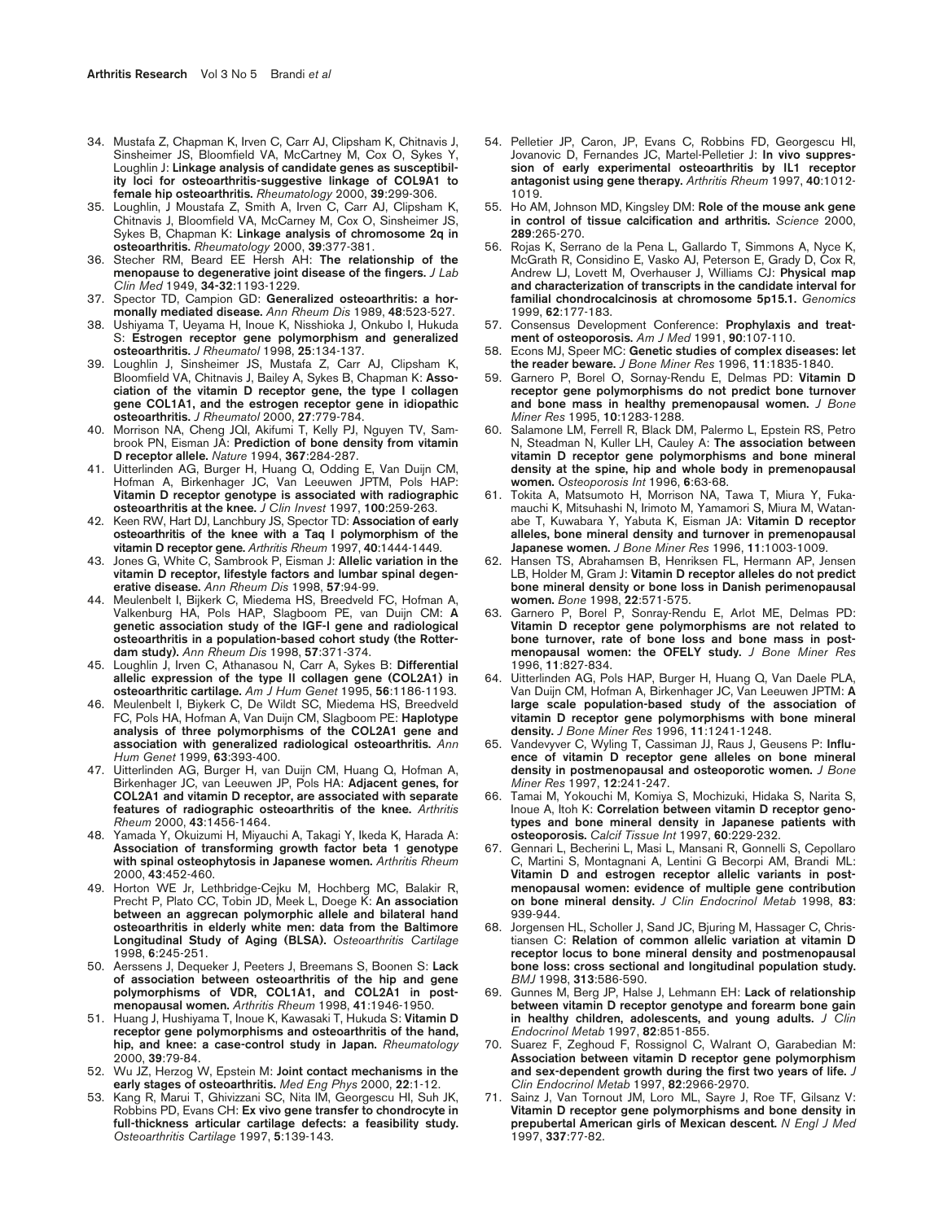34. Mustafa Z, Chapman K, Irven C, Carr AJ, Clipsham K, Chitnavis J, Sinsheimer JS, Bloomfield VA, McCartney M, Cox O, Sykes Y, Loughlin J: **Linkage analysis of candidate genes as susceptibility loci for osteoarthritis-suggestive linkage of COL9A1 to female hip osteoarthritis.** *Rheumatology* 2000, **39**:299-306.
35. Loughlin, J Moustafa Z, Smith A, Irven C, Carr AJ, Clipsham K, Chitnavis J, Bloomfield VA, McCarney M, Cox O, Sinsheimer JS, Sykes B, Chapman K: **Linkage analysis of chromosome 2q in osteoarthritis.** *Rheumatology* 2000, **39**:377-381.
36. Stecher RM, Beard EE Hersh AH: **The relationship of the menopause to degenerative joint disease of the fingers.** *J Lab Clin Med* 1949, **34-32**:1193-1229.
37. Spector TD, Campion GD: **Generalized osteoarthritis: a hormonally mediated disease.** *Ann Rheum Dis* 1989, **48**:523-527.
38. Ushiyama T, Ueyama H, Inoue K, Nisshioka J, Onkubo I, Hukuda S: **Estrogen receptor gene polymorphism and generalized osteoarthritis.** *J Rheumatol* 1998, **25**:134-137.
39. Loughlin J, Sinsheimer JS, Mustafa Z, Carr AJ, Clipsham K, Bloomfield VA, Chitnavis J, Bailey A, Sykes B, Chapman K: **Association of the vitamin D receptor gene, the type I collagen gene COL1A1, and the estrogen receptor gene in idiopathic osteoarthritis.** *J Rheumatol* 2000, **27**:779-784.
40. Morrison NA, Cheng JQI, Akifumi T, Kelly PJ, Nguyen TV, Sambrook PN, Eisman JA: **Prediction of bone density from vitamin D receptor allele.** *Nature* 1994, **367**:284-287.
41. Uitterlinden AG, Burger H, Huang Q, Odding E, Van Duijn CM, Hofman A, Birkenhager JC, Van Leeuwen JPTM, Pols HAP: **Vitamin D receptor genotype is associated with radiographic osteoarthritis at the knee.** *J Clin Invest* 1997, **100**:259-263.
42. Keen RW, Hart DJ, Lanchbury JS, Spector TD: **Association of early osteoarthritis of the knee with a Taq I polymorphism of the vitamin D receptor gene.** *Arthritis Rheum* 1997, **40**:1444-1449.
43. Jones G, White C, Sambrook P, Eisman J: **Allelic variation in the vitamin D receptor, lifestyle factors and lumbar spinal degenerative disease.** *Ann Rheum Dis* 1998, **57**:94-99.
44. Meulenbelt I, Bijkerk C, Miedema HS, Breedveld FC, Hofman A, Valkenburg HA, Pols HAP, Slagboom PE, van Duijn CM: **A genetic association study of the IGF-I gene and radiological osteoarthritis in a population-based cohort study (the Rotterdam study).** *Ann Rheum Dis* 1998, **57**:371-374.
45. Loughlin J, Irven C, Athanasou N, Carr A, Sykes B: **Differential allelic expression of the type II collagen gene (COL2A1) in osteoarthritic cartilage.** *Am J Hum Genet* 1995, **56**:1186-1193.
46. Meulenbelt I, Biykerk C, De Wildt SC, Miedema HS, Breedveld FC, Pols HA, Hofman A, Van Duijn CM, Slagboom PE: **Haplotype analysis of three polymorphisms of the COL2A1 gene and association with generalized radiological osteoarthritis.** *Ann Hum Genet* 1999, **63**:393-400.
47. Uitterlinden AG, Burger H, van Duijn CM, Huang Q, Hofman A, Birkenhager JC, van Leeuwen JP, Pols HA: **Adjacent genes, for COL2A1 and vitamin D receptor, are associated with separate features of radiographic osteoarthritis of the knee.** *Arthritis Rheum* 2000, **43**:1456-1464.
48. Yamada Y, Okuizumi H, Miyauchi A, Takagi Y, Ikeda K, Harada A: **Association of transforming growth factor beta 1 genotype with spinal osteophytosis in Japanese women.** *Arthritis Rheum* 2000, **43**:452-460.
49. Horton WE Jr, Lethbridge-Cejku M, Hochberg MC, Balakir R, Precht P, Plato CC, Tobin JD, Meek L, Doege K: **An association between an aggrecan polymorphic allele and bilateral hand osteoarthritis in elderly white men: data from the Baltimore Longitudinal Study of Aging (BLSA).** *Osteoarthritis Cartilage* 1998, **6**:245-251.
50. Aerssens J, Dequeker J, Peeters J, Breemans S, Boonen S: **Lack of association between osteoarthritis of the hip and gene polymorphisms of VDR, COL1A1, and COL2A1 in postmenopausal women.** *Arthritis Rheum* 1998, **41**:1946-1950.
51. Huang J, Hushiyama T, Inoue K, Kawasaki T, Hukuda S: **Vitamin D receptor gene polymorphisms and osteoarthritis of the hand, hip, and knee: a case-control study in Japan.** *Rheumatology* 2000, **39**:79-84.
52. Wu JZ, Herzog W, Epstein M: **Joint contact mechanisms in the early stages of osteoarthritis.** *Med Eng Phys* 2000, **22**:1-12.
53. Kang R, Marui T, Ghivizzani SC, Nita IM, Georgescu HI, Suh JK, Robbins PD, Evans CH: **Ex vivo gene transfer to chondrocyte in full-thickness articular cartilage defects: a feasibility study.** *Osteoarthritis Cartilage* 1997, **5**:139-143.
54. Pelletier JP, Caron, JP, Evans C, Robbins FD, Georgescu HI, Jovanovic D, Fernandes JC, Martel-Pelletier J: **In vivo suppression of early experimental osteoarthritis by IL1 receptor antagonist using gene therapy.** *Arthritis Rheum* 1997, **40**:1012-1019.
55. Ho AM, Johnson MD, Kingsley DM: **Role of the mouse ank gene in control of tissue calcification and arthritis.** *Science* 2000, **289**:265-270.
56. Rojas K, Serrano de la Pena L, Gallardo T, Simmons A, Nyce K, McGrath R, Considino E, Vasko AJ, Peterson E, Grady D, Cox R, Andrew LJ, Lovett M, Overhauser J, Williams CJ: **Physical map and characterization of transcripts in the candidate interval for familial chondrocalcinosis at chromosome 5p15.1.** *Genomics* 1999, **62**:177-183.
57. Consensus Development Conference: **Prophylaxis and treatment of osteoporosis.** *Am J Med* 1991, **90**:107-110.
58. Econs MJ, Speer MC: **Genetic studies of complex diseases: let the reader beware.** *J Bone Miner Res* 1996, **11**:1835-1840.
59. Garnero P, Borel O, Sornay-Rendu E, Delmas PD: **Vitamin D receptor gene polymorphisms do not predict bone turnover and bone mass in healthy premenopausal women.** *J Bone Miner Res* 1995, **10**:1283-1288.
60. Salamone LM, Ferrell R, Black DM, Palermo L, Epstein RS, Petro N, Steadman N, Kuller LH, Cauley A: **The association between vitamin D receptor gene polymorphisms and bone mineral density at the spine, hip and whole body in premenopausal women.** *Osteoporosis Int* 1996, **6**:63-68.
61. Tokita A, Matsumoto H, Morrison NA, Tawa T, Miura Y, Fukamauchi K, Mitsuhashi N, Irimoto M, Yamamori S, Miura M, Watanabe T, Kuwabara Y, Yabuta K, Eisman JA: **Vitamin D receptor alleles, bone mineral density and turnover in premenopausal Japanese women.** *J Bone Miner Res* 1996, **11**:1003-1009.
62. Hansen TS, Abrahamsen B, Henriksen FL, Hermann AP, Jensen LB, Holder M, Gram J: **Vitamin D receptor alleles do not predict bone mineral density or bone loss in Danish perimenopausal women.** *Bone* 1998, **22**:571-575.
63. Garnero P, Borel P, Sonray-Rendu E, Arlot ME, Delmas PD: **Vitamin D receptor gene polymorphisms are not related to bone turnover, rate of bone loss and bone mass in postmenopausal women: the OFELY study.** *J Bone Miner Res* 1996, **11**:827-834.
64. Uitterlinden AG, Pols HAP, Burger H, Huang Q, Van Daele PLA, Van Duijn CM, Hofman A, Birkenhager JC, Van Leeuwen JPTM: **A large scale population-based study of the association of vitamin D receptor gene polymorphisms with bone mineral density.** *J Bone Miner Res* 1996, **11**:1241-1248.
65. Vandevyver C, Wyling T, Cassiman JJ, Raus J, Geusens P: **Influence of vitamin D receptor gene alleles on bone mineral density in postmenopausal and osteoporotic women.** *J Bone Miner Res* 1997, **12**:241-247.
66. Tamai M, Yokouchi M, Komiya S, Mochizuki, Hidaka S, Narita S, Inoue A, Itoh K: **Correlation between vitamin D receptor genotypes and bone mineral density in Japanese patients with osteoporosis.** *Calcif Tissue Int* 1997, **60**:229-232.
67. Gennari L, Becherini L, Masi L, Mansani R, Gonnelli S, Cepollaro C, Martini S, Montagnani A, Lentini G Becorpi AM, Brandi ML: **Vitamin D and estrogen receptor allelic variants in postmenopausal women: evidence of multiple gene contribution on bone mineral density.** *J Clin Endocrinol Metab* 1998, **83**: 939-944.
68. Jorgensen HL, Scholler J, Sand JC, Bjuring M, Hassager C, Christiansen C: **Relation of common allelic variation at vitamin D receptor locus to bone mineral density and postmenopausal bone loss: cross sectional and longitudinal population study.** *BMJ* 1998, **313**:586-590.
69. Gunnes M, Berg JP, Halse J, Lehmann EH: **Lack of relationship between vitamin D receptor genotype and forearm bone gain in healthy children, adolescents, and young adults.** *J Clin Endocrinol Metab* 1997, **82**:851-855.
70. Suarez F, Zeghoud F, Rossignol C, Walrant O, Garabedian M: **Association between vitamin D receptor gene polymorphism and sex-dependent growth during the first two years of life.** *J Clin Endocrinol Metab* 1997, **82**:2966-2970.
71. Sainz J, Van Tornout JM, Loro ML, Sayre J, Roe TF, Gilsanz V: **Vitamin D receptor gene polymorphisms and bone density in prepubertal American girls of Mexican descent.** *N Engl J Med* 1997, **337**:77-82.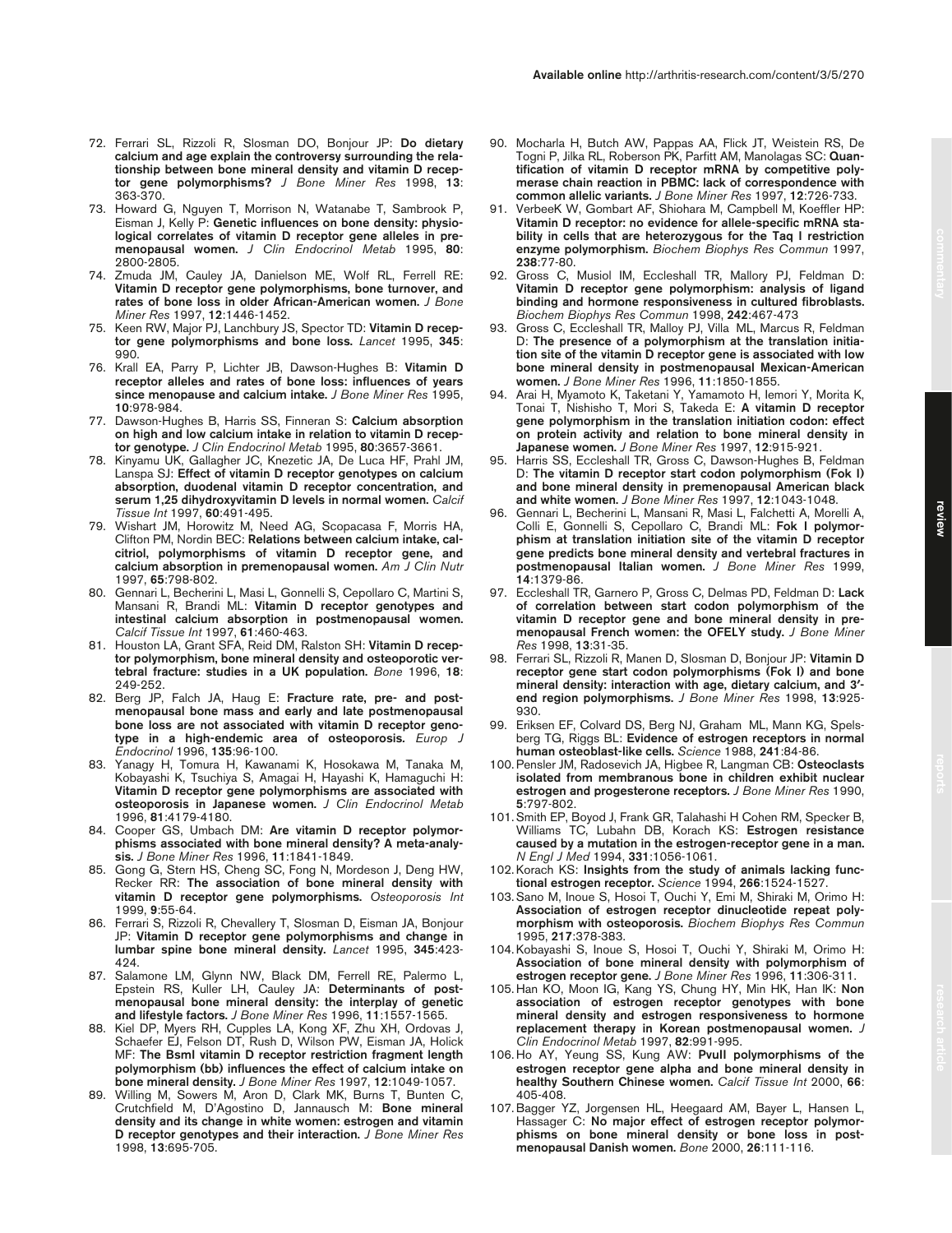72. Ferrari SL, Rizzoli R, Slosman DO, Bonjour JP: **Do dietary calcium and age explain the controversy surrounding the relationship between bone mineral density and vitamin D receptor gene polymorphisms?** *J Bone Miner Res* 1998, **13**: 363-370.
73. Howard G, Nguyen T, Morrison N, Watanabe T, Sambrook P, Eisman J, Kelly P: **Genetic influences on bone density: physiological correlates of vitamin D receptor gene alleles in premenopausal women.** *J Clin Endocrinol Metab* 1995, **80**: 2800-2805.
74. Zmuda JM, Cauley JA, Danielson ME, Wolf RL, Ferrell RE: **Vitamin D receptor gene polymorphisms, bone turnover, and rates of bone loss in older African-American women.** *J Bone Miner Res* 1997, **12**:1446-1452.
75. Keen RW, Major PJ, Lanchbury JS, Spector TD: **Vitamin D receptor gene polymorphisms and bone loss.** *Lancet* 1995, **345**: 990.
76. Krall EA, Parry P, Lichter JB, Dawson-Hughes B: **Vitamin D receptor alleles and rates of bone loss: influences of years since menopause and calcium intake.** *J Bone Miner Res* 1995, **10**:978-984.
77. Dawson-Hughes B, Harris SS, Finneran S: **Calcium absorption on high and low calcium intake in relation to vitamin D receptor genotype.** *J Clin Endocrinol Metab* 1995, **80**:3657-3661.
78. Kinyamu UK, Gallagher JC, Knezetic JA, De Luca HF, Prahl JM, Lanspa SJ: **Effect of vitamin D receptor genotypes on calcium absorption, duodenal vitamin D receptor concentration, and serum 1,25 dihydroxyvitamin D levels in normal women.** *Calcif Tissue Int* 1997, **60**:491-495.
79. Wishart JM, Horowitz M, Need AG, Scopacasa F, Morris HA, Clifton PM, Nordin BEC: **Relations between calcium intake, calcitriol, polymorphisms of vitamin D receptor gene, and calcium absorption in premenopausal women.** *Am J Clin Nutr* 1997, **65**:798-802.
80. Gennari L, Becherini L, Masi L, Gonnelli S, Cepollaro C, Martini S, Mansani R, Brandi ML: **Vitamin D receptor genotypes and intestinal calcium absorption in postmenopausal women.** *Calcif Tissue Int* 1997, **61**:460-463.
81. Houston LA, Grant SFA, Reid DM, Ralston SH: **Vitamin D receptor polymorphism, bone mineral density and osteoporotic vertebral fracture: studies in a UK population.** *Bone* 1996, **18**: 249-252.
82. Berg JP, Falch JA, Haug E: **Fracture rate, pre- and postmenopausal bone mass and early and late postmenopausal bone loss are not associated with vitamin D receptor genotype in a high-endemic area of osteoporosis.** *Europ J Endocrinol* 1996, **135**:96-100.
83. Yanagy H, Tomura H, Kawanami K, Hosokawa M, Tanaka M, Kobayashi K, Tsuchiya S, Amagai H, Hayashi K, Hamaguchi H: **Vitamin D receptor gene polymorphisms are associated with osteoporosis in Japanese women.** *J Clin Endocrinol Metab* 1996, **81**:4179-4180.
84. Cooper GS, Umbach DM: **Are vitamin D receptor polymorphisms associated with bone mineral density? A meta-analysis.** *J Bone Miner Res* 1996, **11**:1841-1849.
85. Gong G, Stern HS, Cheng SC, Fong N, Mordeson J, Deng HW, Recker RR: **The association of bone mineral density with vitamin D receptor gene polymorphisms.** *Osteoporosis Int* 1999, **9**:55-64.
86. Ferrari S, Rizzoli R, Chevallery T, Slosman D, Eisman JA, Bonjour JP: **Vitamin D receptor gene polymorphisms and change in lumbar spine bone mineral density.** *Lancet* 1995, **345**:423-424.
87. Salamone LM, Glynn NW, Black DM, Ferrell RE, Palermo L, Epstein RS, Kuller LH, Cauley JA: **Determinants of postmenopausal bone mineral density: the interplay of genetic and lifestyle factors.** *J Bone Miner Res* 1996, **11**:1557-1565.
88. Kiel DP, Myers RH, Cupples LA, Kong XF, Zhu XH, Ordovas J, Schaefer EJ, Felson DT, Rush D, Wilson PW, Eisman JA, Holick MF: **The BsmI vitamin D receptor restriction fragment length polymorphism (bb) influences the effect of calcium intake on bone mineral density.** *J Bone Miner Res* 1997, **12**:1049-1057.
89. Willing M, Sowers M, Aron D, Clark MK, Burns T, Bunten C, Crutchfield M, D'Agostino D, Jannausch M: **Bone mineral density and its change in white women: estrogen and vitamin D receptor genotypes and their interaction.** *J Bone Miner Res* 1998, **13**:695-705.
90. Mocharla H, Butch AW, Pappas AA, Flick JT, Weistein RS, De Togni P, Jilka RL, Roberson PK, Parfitt AM, Manolagas SC: **Quantification of vitamin D receptor mRNA by competitive polymerase chain reaction in PBMC: lack of correspondence with common allelic variants.** *J Bone Miner Res* 1997, **12**:726-733.
91. VerbeeK W, Gombart AF, Shiohara M, Campbell M, Koeffler HP: **Vitamin D receptor: no evidence for allele-specific mRNA stability in cells that are heterozygous for the Taq I restriction enzyme polymorphism.** *Biochem Biophys Res Commun* 1997, **238**:77-80.
92. Gross C, Musiol IM, Eccleshall TR, Mallory PJ, Feldman D: **Vitamin D receptor gene polymorphism: analysis of ligand binding and hormone responsiveness in cultured fibroblasts.** *Biochem Biophys Res Commun* 1998, **242**:467-473
93. Gross C, Eccleshall TR, Malloy PJ, Villa ML, Marcus R, Feldman D: **The presence of a polymorphism at the translation initiation site of the vitamin D receptor gene is associated with low bone mineral density in postmenopausal Mexican-American women.** *J Bone Miner Res* 1996, **11**:1850-1855.
94. Arai H, Myamoto K, Taketani Y, Yamamoto H, Iemori Y, Morita K, Tonai T, Nishisho T, Mori S, Takeda E: **A vitamin D receptor gene polymorphism in the translation initiation codon: effect on protein activity and relation to bone mineral density in Japanese women.** *J Bone Miner Res* 1997, **12**:915-921.
95. Harris SS, Eccleshall TR, Gross C, Dawson-Hughes B, Feldman D: **The vitamin D receptor start codon polymorphism (Fok I) and bone mineral density in premenopausal American black and white women.** *J Bone Miner Res* 1997, **12**:1043-1048.
96. Gennari L, Becherini L, Mansani R, Masi L, Falchetti A, Morelli A, Colli E, Gonnelli S, Cepollaro C, Brandi ML: **Fok I polymorphism at translation initiation site of the vitamin D receptor gene predicts bone mineral density and vertebral fractures in postmenopausal Italian women.** *J Bone Miner Res* 1999, **14**:1379-86.
97. Eccleshall TR, Garnero P, Gross C, Delmas PD, Feldman D: **Lack of correlation between start codon polymorphism of the vitamin D receptor gene and bone mineral density in premenopausal French women: the OFELY study.** *J Bone Miner Res* 1998, **13**:31-35.
98. Ferrari SL, Rizzoli R, Manen D, Slosman D, Bonjour JP: **Vitamin D receptor gene start codon polymorphisms (Fok I) and bone mineral density: interaction with age, dietary calcium, and 3′-end region polymorphisms.** *J Bone Miner Res* 1998, **13**:925-930.
99. Eriksen EF, Colvard DS, Berg NJ, Graham ML, Mann KG, Spelsberg TC, Riggs BL: **Evidence of estrogen receptors in normal human osteoblast-like cells.** *Science* 1988, **241**:84-86.
100. Pensler JM, Radosevich JA, Higbee R, Langman CB: **Osteoclasts isolated from membranous bone in children exhibit nuclear estrogen and progesterone receptors.** *J Bone Miner Res* 1990, **5**:797-802.
101. Smith EP, Boyod J, Frank GR, Talahashi H Cohen RM, Specker B, Williams TC, Lubahn DB, Korach KS: **Estrogen resistance caused by a mutation in the estrogen-receptor gene in a man.** *N Engl J Med* 1994, **331**:1056-1061.
102. Korach KS: **Insights from the study of animals lacking functional estrogen receptor.** *Science* 1994, **266**:1524-1527.
103. Sano M, Inoue S, Hosoi T, Ouchi Y, Emi M, Shiraki M, Orimo H: **Association of estrogen receptor dinucleotide repeat polymorphism with osteoporosis.** *Biochem Biophys Res Commun* 1995, **217**:378-383.
104. Kobayashi S, Inoue S, Hosoi T, Ouchi Y, Shiraki M, Orimo H: **Association of bone mineral density with polymorphism of estrogen receptor gene.** *J Bone Miner Res* 1996, **11**:306-311.
105. Han KO, Moon IG, Kang YS, Chung HY, Min HK, Han IK: **Non association of estrogen receptor genotypes with bone mineral density and estrogen responsiveness to hormone replacement therapy in Korean postmenopausal women.** *J Clin Endocrinol Metab* 1997, **82**:991-995.
106. Ho AY, Yeung SS, Kung AW: **PvuII polymorphisms of the estrogen receptor gene alpha and bone mineral density in healthy Southern Chinese women.** *Calcif Tissue Int* 2000, **66**: 405-408.
107. Bagger YZ, Jorgensen HL, Heegaard AM, Bayer L, Hansen L, Hassager C: **No major effect of estrogen receptor polymorphisms on bone mineral density or bone loss in postmenopausal Danish women.** *Bone* 2000, **26**:111-116.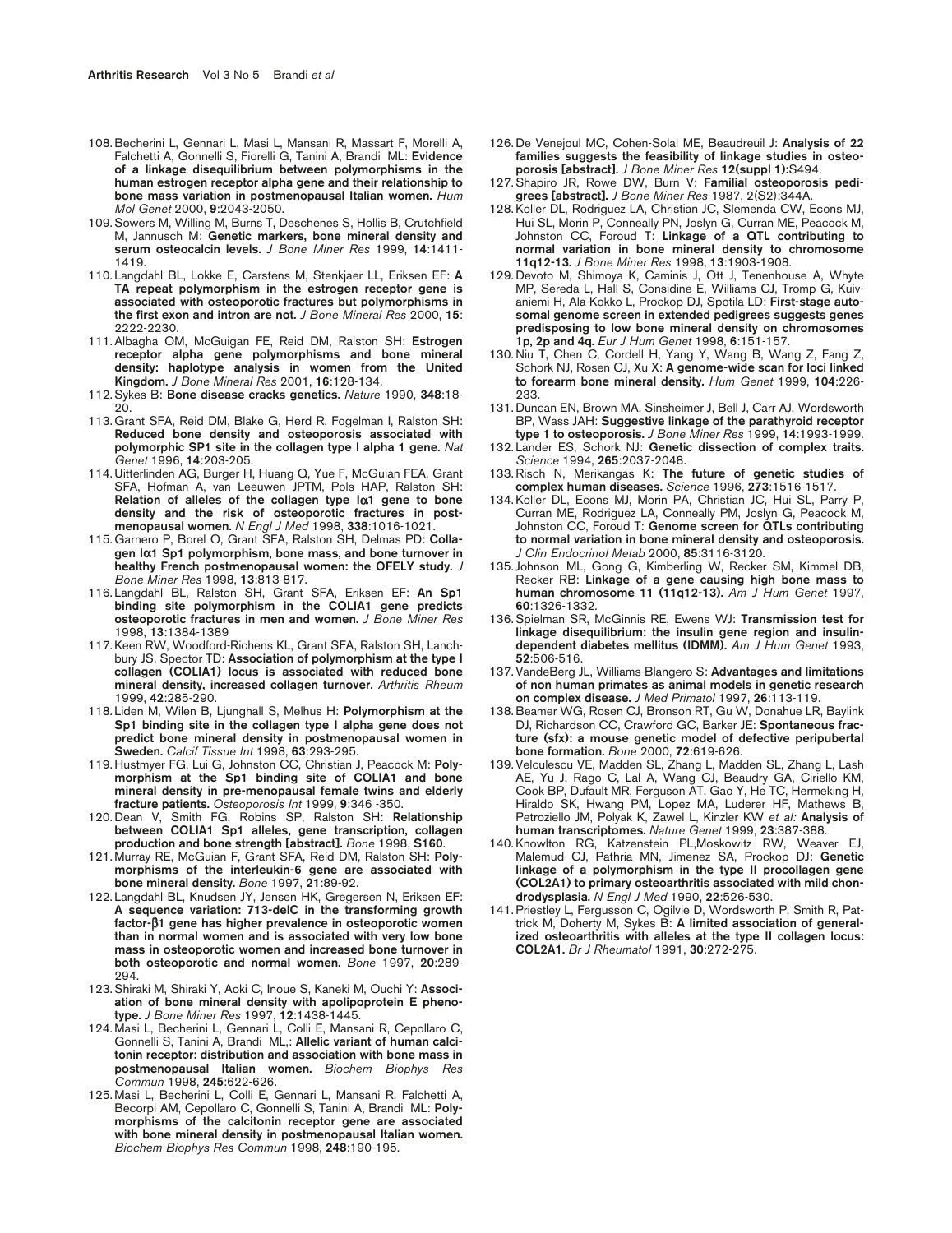108. Becherini L, Gennari L, Masi L, Mansani R, Massart F, Morelli A, Falchetti A, Gonnelli S, Fiorelli G, Tanini A, Brandi ML: **Evidence of a linkage disequilibrium between polymorphisms in the human estrogen receptor alpha gene and their relationship to bone mass variation in postmenopausal Italian women.** *Hum Mol Genet* 2000, **9**:2043-2050.
109. Sowers M, Willing M, Burns T, Deschenes S, Hollis B, Crutchfield M, Jannusch M: **Genetic markers, bone mineral density and serum osteocalcin levels.** *J Bone Miner Res* 1999, **14**:1411-1419.
110. Langdahl BL, Lokke E, Carstens M, Stenkjaer LL, Eriksen EF: **A TA repeat polymorphism in the estrogen receptor gene is associated with osteoporotic fractures but polymorphisms in the first exon and intron are not.** *J Bone Mineral Res* 2000, **15**:2222-2230.
111. Albagha OM, McGuigan FE, Reid DM, Ralston SH: **Estrogen receptor alpha gene polymorphisms and bone mineral density: haplotype analysis in women from the United Kingdom.** *J Bone Mineral Res* 2001, **16**:128-134.
112. Sykes B: **Bone disease cracks genetics.** *Nature* 1990, **348**:18-20.
113. Grant SFA, Reid DM, Blake G, Herd R, Fogelman I, Ralston SH: **Reduced bone density and osteoporosis associated with polymorphic SP1 site in the collagen type I alpha 1 gene.** *Nat Genet* 1996, **14**:203-205.
114. Uitterlinden AG, Burger H, Huang Q, Yue F, McGuian FEA, Grant SFA, Hofman A, van Leeuwen JPTM, Pols HAP, Ralston SH: **Relation of alleles of the collagen type Iα1 gene to bone density and the risk of osteoporotic fractures in postmenopausal women.** *N Engl J Med* 1998, **338**:1016-1021.
115. Garnero P, Borel O, Grant SFA, Ralston SH, Delmas PD: **Collagen Iα1 Sp1 polymorphism, bone mass, and bone turnover in healthy French postmenopausal women: the OFELY study.** *J Bone Miner Res* 1998, **13**:813-817.
116. Langdahl BL, Ralston SH, Grant SFA, Eriksen EF: **An Sp1 binding site polymorphism in the COLIA1 gene predicts osteoporotic fractures in men and women.** *J Bone Miner Res* 1998, **13**:1384-1389
117. Keen RW, Woodford-Richens KL, Grant SFA, Ralston SH, Lanchbury JS, Spector TD: **Association of polymorphism at the type I collagen (COLIA1) locus is associated with reduced bone mineral density, increased collagen turnover.** *Arthritis Rheum* 1999, **42**:285-290.
118. Liden M, Wilen B, Ljunghall S, Melhus H: **Polymorphism at the Sp1 binding site in the collagen type I alpha gene does not predict bone mineral density in postmenopausal women in Sweden.** *Calcif Tissue Int* 1998, **63**:293-295.
119. Hustmyer FG, Lui G, Johnston CC, Christian J, Peacock M: **Polymorphism at the Sp1 binding site of COLIA1 and bone mineral density in pre-menopausal female twins and elderly fracture patients.** *Osteoporosis Int* 1999, **9**:346 -350.
120. Dean V, Smith FG, Robins SP, Ralston SH: **Relationship between COLIA1 Sp1 alleles, gene transcription, collagen production and bone strength [abstract].** *Bone* 1998, **S160**.
121. Murray RE, McGuian F, Grant SFA, Reid DM, Ralston SH: **Polymorphisms of the interleukin-6 gene are associated with bone mineral density.** *Bone* 1997, **21**:89-92.
122. Langdahl BL, Knudsen JY, Jensen HK, Gregersen N, Eriksen EF: **A sequence variation: 713-delC in the transforming growth factor-β1 gene has higher prevalence in osteoporotic women than in normal women and is associated with very low bone mass in osteoporotic women and increased bone turnover in both osteoporotic and normal women.** *Bone* 1997, **20**:289-294.
123. Shiraki M, Shiraki Y, Aoki C, Inoue S, Kaneki M, Ouchi Y: **Association of bone mineral density with apolipoprotein E phenotype.** *J Bone Miner Res* 1997, **12**:1438-1445.
124. Masi L, Becherini L, Gennari L, Colli E, Mansani R, Cepollaro C, Gonnelli S, Tanini A, Brandi ML,: **Allelic variant of human calcitonin receptor: distribution and association with bone mass in postmenopausal Italian women.** *Biochem Biophys Res Commun* 1998, **245**:622-626.
125. Masi L, Becherini L, Colli E, Gennari L, Mansani R, Falchetti A, Becorpi AM, Cepollaro C, Gonnelli S, Tanini A, Brandi ML: **Polymorphisms of the calcitonin receptor gene are associated with bone mineral density in postmenopausal Italian women.** *Biochem Biophys Res Commun* 1998, **248**:190-195.
126. De Venejoul MC, Cohen-Solal ME, Beaudreuil J: **Analysis of 22 families suggests the feasibility of linkage studies in osteoporosis [abstract].** *J Bone Miner Res* **12(suppl 1):**S494.
127. Shapiro JR, Rowe DW, Burn V: **Familial osteoporosis pedigrees [abstract].** *J Bone Miner Res* 1987, 2(S2):344A.
128. Koller DL, Rodriguez LA, Christian JC, Slemenda CW, Econs MJ, Hui SL, Morin P, Conneally PN, Joslyn G, Curran ME, Peacock M, Johnston CC, Foroud T: **Linkage of a QTL contributing to normal variation in bone mineral density to chromosome 11q12-13.** *J Bone Miner Res* 1998, **13**:1903-1908.
129. Devoto M, Shimoya K, Caminis J, Ott J, Tenenhouse A, Whyte MP, Sereda L, Hall S, Considine E, Williams CJ, Tromp G, Kuivaniemi H, Ala-Kokko L, Prockop DJ, Spotila LD: **First-stage autosomal genome screen in extended pedigrees suggests genes predisposing to low bone mineral density on chromosomes 1p, 2p and 4q.** *Eur J Hum Genet* 1998, **6**:151-157.
130. Niu T, Chen C, Cordell H, Yang Y, Wang B, Wang Z, Fang Z, Schork NJ, Rosen CJ, Xu X: **A genome-wide scan for loci linked to forearm bone mineral density.** *Hum Genet* 1999, **104**:226-233.
131. Duncan EN, Brown MA, Sinsheimer J, Bell J, Carr AJ, Wordsworth BP, Wass JAH: **Suggestive linkage of the parathyroid receptor type 1 to osteoporosis.** *J Bone Miner Res* 1999, **14**:1993-1999.
132. Lander ES, Schork NJ: **Genetic dissection of complex traits.** *Science* 1994, **265**:2037-2048.
133. Risch N, Merikangas K: **The future of genetic studies of complex human diseases.** *Science* 1996, **273**:1516-1517.
134. Koller DL, Econs MJ, Morin PA, Christian JC, Hui SL, Parry P, Curran ME, Rodriguez LA, Conneally PM, Joslyn G, Peacock M, Johnston CC, Foroud T: **Genome screen for QTLs contributing to normal variation in bone mineral density and osteoporosis.** *J Clin Endocrinol Metab* 2000, **85**:3116-3120.
135. Johnson ML, Gong G, Kimberling W, Recker SM, Kimmel DB, Recker RB: **Linkage of a gene causing high bone mass to human chromosome 11 (11q12-13).** *Am J Hum Genet* 1997, **60**:1326-1332.
136. Spielman SR, McGinnis RE, Ewens WJ: **Transmission test for linkage disequilibrium: the insulin gene region and insulin-dependent diabetes mellitus (IDMM).** *Am J Hum Genet* 1993, **52**:506-516.
137. VandeBerg JL, Williams-Blangero S: **Advantages and limitations of non human primates as animal models in genetic research on complex disease.** *J Med Primatol* 1997, **26**:113-119.
138. Beamer WG, Rosen CJ, Bronson RT, Gu W, Donahue LR, Baylink DJ, Richardson CC, Crawford GC, Barker JE: **Spontaneous fracture (sfx): a mouse genetic model of defective peripubertal bone formation.** *Bone* 2000, **72**:619-626.
139. Velculescu VE, Madden SL, Zhang L, Madden SL, Zhang L, Lash AE, Yu J, Rago C, Lal A, Wang CJ, Beaudry GA, Ciriello KM, Cook BP, Dufault MR, Ferguson AT, Gao Y, He TC, Hermeking H, Hiraldo SK, Hwang PM, Lopez MA, Luderer HF, Mathews B, Petroziello JM, Polyak K, Zawel L, Kinzler KW *et al:* **Analysis of human transcriptomes.** *Nature Genet* 1999, **23**:387-388.
140. Knowlton RG, Katzenstein PL,Moskowitz RW, Weaver EJ, Malemud CJ, Pathria MN, Jimenez SA, Prockop DJ: **Genetic linkage of a polymorphism in the type II procollagen gene (COL2A1) to primary osteoarthritis associated with mild chondrodysplasia.** *N Engl J Med* 1990, **22**:526-530.
141. Priestley L, Fergusson C, Ogilvie D, Wordsworth P, Smith R, Pattrick M, Doherty M, Sykes B: **A limited association of generalized osteoarthritis with alleles at the type II collagen locus: COL2A1.** *Br J Rheumatol* 1991, **30**:272-275.